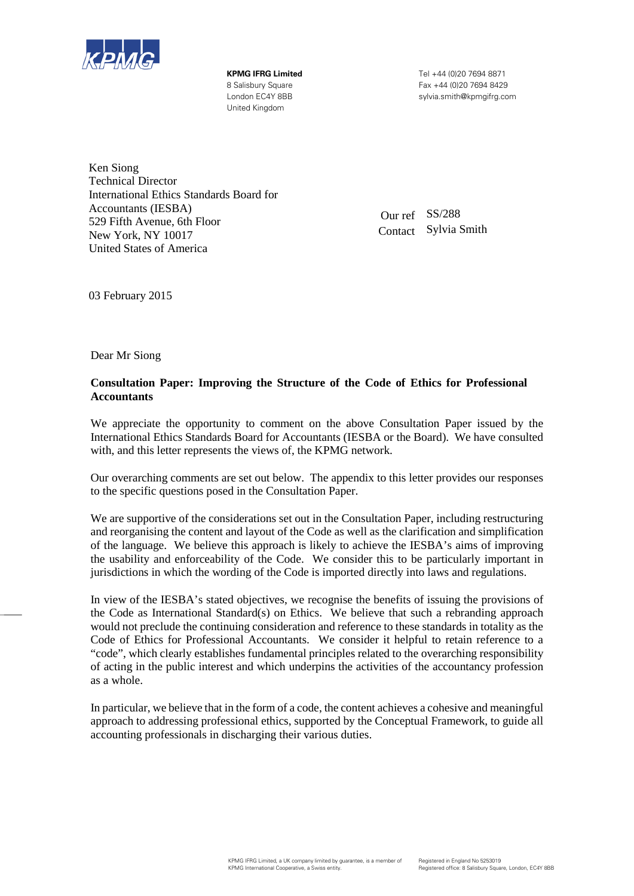**KPMG IFRG Limited**
8 Salisbury Square
London EC4Y 8BB
United Kingdom

Tel +44 (0)20 7694 8871
Fax +44 (0)20 7694 8429
sylvia.smith@kpmgifrg.com

Ken Siong
Technical Director
International Ethics Standards Board for Accountants (IESBA)
529 Fifth Avenue, 6th Floor
New York, NY 10017
United States of America

Our ref SS/288
Contact Sylvia Smith

03 February 2015

Dear Mr Siong

**Consultation Paper: Improving the Structure of the Code of Ethics for Professional Accountants**

We appreciate the opportunity to comment on the above Consultation Paper issued by the International Ethics Standards Board for Accountants (IESBA or the Board). We have consulted with, and this letter represents the views of, the KPMG network.

Our overarching comments are set out below. The appendix to this letter provides our responses to the specific questions posed in the Consultation Paper.

We are supportive of the considerations set out in the Consultation Paper, including restructuring and reorganising the content and layout of the Code as well as the clarification and simplification of the language. We believe this approach is likely to achieve the IESBA's aims of improving the usability and enforceability of the Code. We consider this to be particularly important in jurisdictions in which the wording of the Code is imported directly into laws and regulations.

In view of the IESBA's stated objectives, we recognise the benefits of issuing the provisions of the Code as International Standard(s) on Ethics. We believe that such a rebranding approach would not preclude the continuing consideration and reference to these standards in totality as the Code of Ethics for Professional Accountants. We consider it helpful to retain reference to a "code", which clearly establishes fundamental principles related to the overarching responsibility of acting in the public interest and which underpins the activities of the accountancy profession as a whole.

In particular, we believe that in the form of a code, the content achieves a cohesive and meaningful approach to addressing professional ethics, supported by the Conceptual Framework, to guide all accounting professionals in discharging their various duties.

KPMG IFRG Limited, a UK company limited by guarantee, is a member of KPMG International Cooperative, a Swiss entity.

Registered in England No 5253019
Registered office: 8 Salisbury Square, London, EC4Y 8BB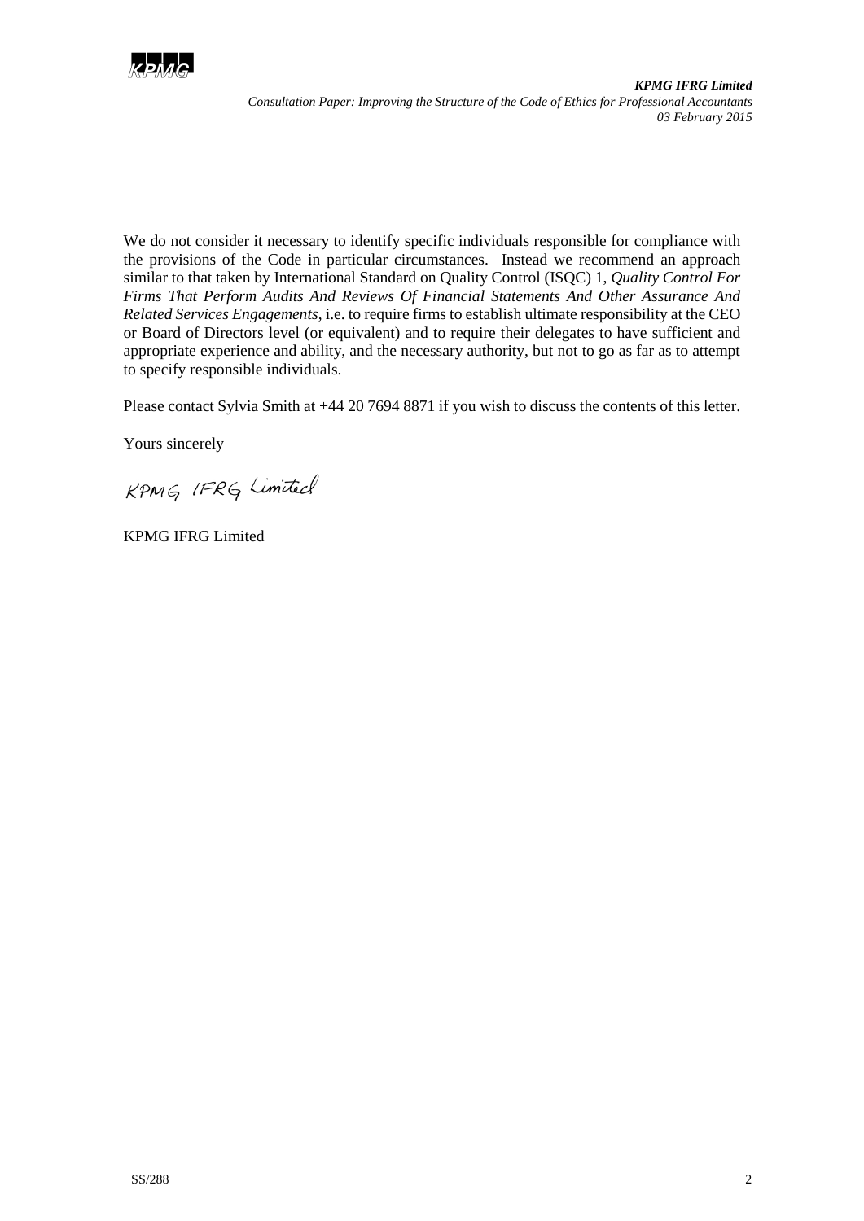We do not consider it necessary to identify specific individuals responsible for compliance with the provisions of the Code in particular circumstances. Instead we recommend an approach similar to that taken by International Standard on Quality Control (ISQC) 1, *Quality Control For Firms That Perform Audits And Reviews Of Financial Statements And Other Assurance And Related Services Engagements*, i.e. to require firms to establish ultimate responsibility at the CEO or Board of Directors level (or equivalent) and to require their delegates to have sufficient and appropriate experience and ability, and the necessary authority, but not to go as far as to attempt to specify responsible individuals.

Please contact Sylvia Smith at +44 20 7694 8871 if you wish to discuss the contents of this letter.

Yours sincerely

KPMG IFRG Limited

KPMG IFRG Limited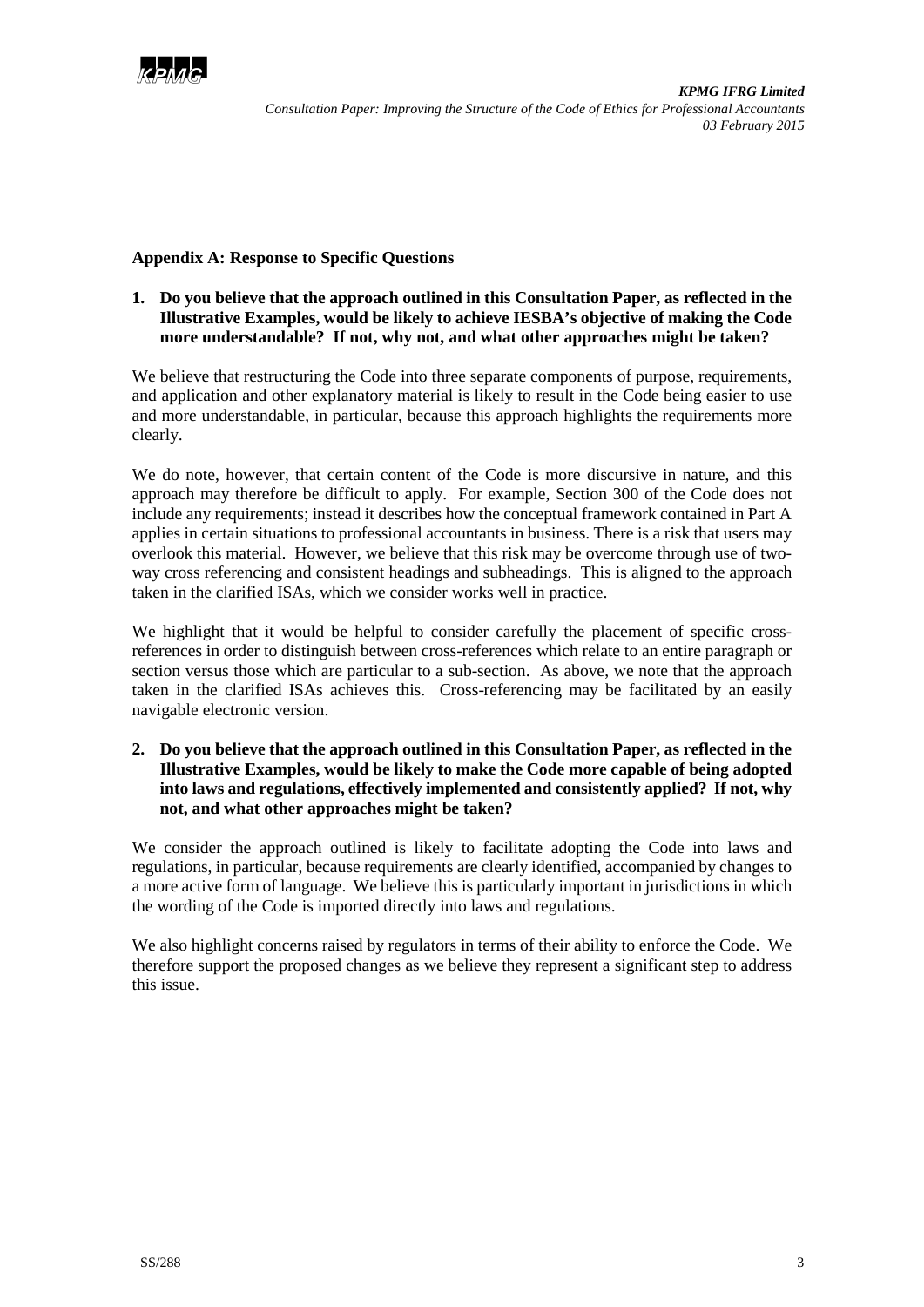## Appendix A: Response to Specific Questions

**1. Do you believe that the approach outlined in this Consultation Paper, as reflected in the Illustrative Examples, would be likely to achieve IESBA's objective of making the Code more understandable? If not, why not, and what other approaches might be taken?**

We believe that restructuring the Code into three separate components of purpose, requirements, and application and other explanatory material is likely to result in the Code being easier to use and more understandable, in particular, because this approach highlights the requirements more clearly.

We do note, however, that certain content of the Code is more discursive in nature, and this approach may therefore be difficult to apply. For example, Section 300 of the Code does not include any requirements; instead it describes how the conceptual framework contained in Part A applies in certain situations to professional accountants in business. There is a risk that users may overlook this material. However, we believe that this risk may be overcome through use of two-way cross referencing and consistent headings and subheadings. This is aligned to the approach taken in the clarified ISAs, which we consider works well in practice.

We highlight that it would be helpful to consider carefully the placement of specific cross-references in order to distinguish between cross-references which relate to an entire paragraph or section versus those which are particular to a sub-section. As above, we note that the approach taken in the clarified ISAs achieves this. Cross-referencing may be facilitated by an easily navigable electronic version.

**2. Do you believe that the approach outlined in this Consultation Paper, as reflected in the Illustrative Examples, would be likely to make the Code more capable of being adopted into laws and regulations, effectively implemented and consistently applied? If not, why not, and what other approaches might be taken?**

We consider the approach outlined is likely to facilitate adopting the Code into laws and regulations, in particular, because requirements are clearly identified, accompanied by changes to a more active form of language. We believe this is particularly important in jurisdictions in which the wording of the Code is imported directly into laws and regulations.

We also highlight concerns raised by regulators in terms of their ability to enforce the Code. We therefore support the proposed changes as we believe they represent a significant step to address this issue.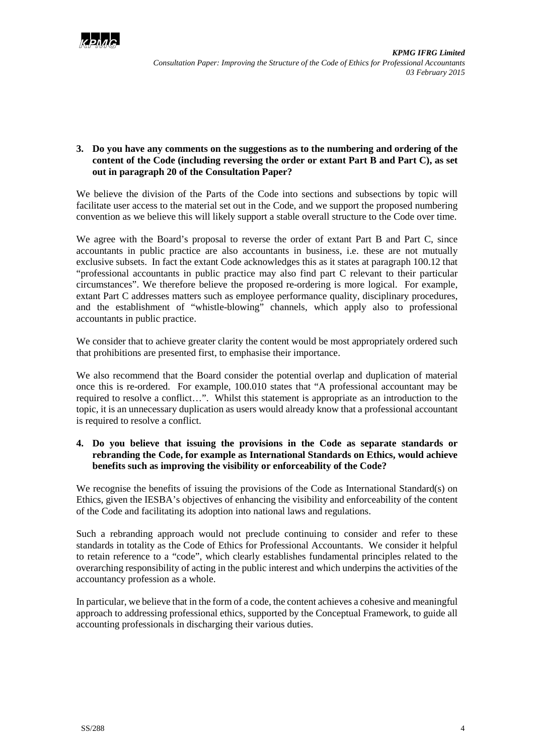**3. Do you have any comments on the suggestions as to the numbering and ordering of the content of the Code (including reversing the order or extant Part B and Part C), as set out in paragraph 20 of the Consultation Paper?**

We believe the division of the Parts of the Code into sections and subsections by topic will facilitate user access to the material set out in the Code, and we support the proposed numbering convention as we believe this will likely support a stable overall structure to the Code over time.

We agree with the Board's proposal to reverse the order of extant Part B and Part C, since accountants in public practice are also accountants in business, i.e. these are not mutually exclusive subsets. In fact the extant Code acknowledges this as it states at paragraph 100.12 that "professional accountants in public practice may also find part C relevant to their particular circumstances". We therefore believe the proposed re-ordering is more logical. For example, extant Part C addresses matters such as employee performance quality, disciplinary procedures, and the establishment of "whistle-blowing" channels, which apply also to professional accountants in public practice.

We consider that to achieve greater clarity the content would be most appropriately ordered such that prohibitions are presented first, to emphasise their importance.

We also recommend that the Board consider the potential overlap and duplication of material once this is re-ordered. For example, 100.010 states that "A professional accountant may be required to resolve a conflict…". Whilst this statement is appropriate as an introduction to the topic, it is an unnecessary duplication as users would already know that a professional accountant is required to resolve a conflict.

**4. Do you believe that issuing the provisions in the Code as separate standards or rebranding the Code, for example as International Standards on Ethics, would achieve benefits such as improving the visibility or enforceability of the Code?**

We recognise the benefits of issuing the provisions of the Code as International Standard(s) on Ethics, given the IESBA's objectives of enhancing the visibility and enforceability of the content of the Code and facilitating its adoption into national laws and regulations.

Such a rebranding approach would not preclude continuing to consider and refer to these standards in totality as the Code of Ethics for Professional Accountants. We consider it helpful to retain reference to a "code", which clearly establishes fundamental principles related to the overarching responsibility of acting in the public interest and which underpins the activities of the accountancy profession as a whole.

In particular, we believe that in the form of a code, the content achieves a cohesive and meaningful approach to addressing professional ethics, supported by the Conceptual Framework, to guide all accounting professionals in discharging their various duties.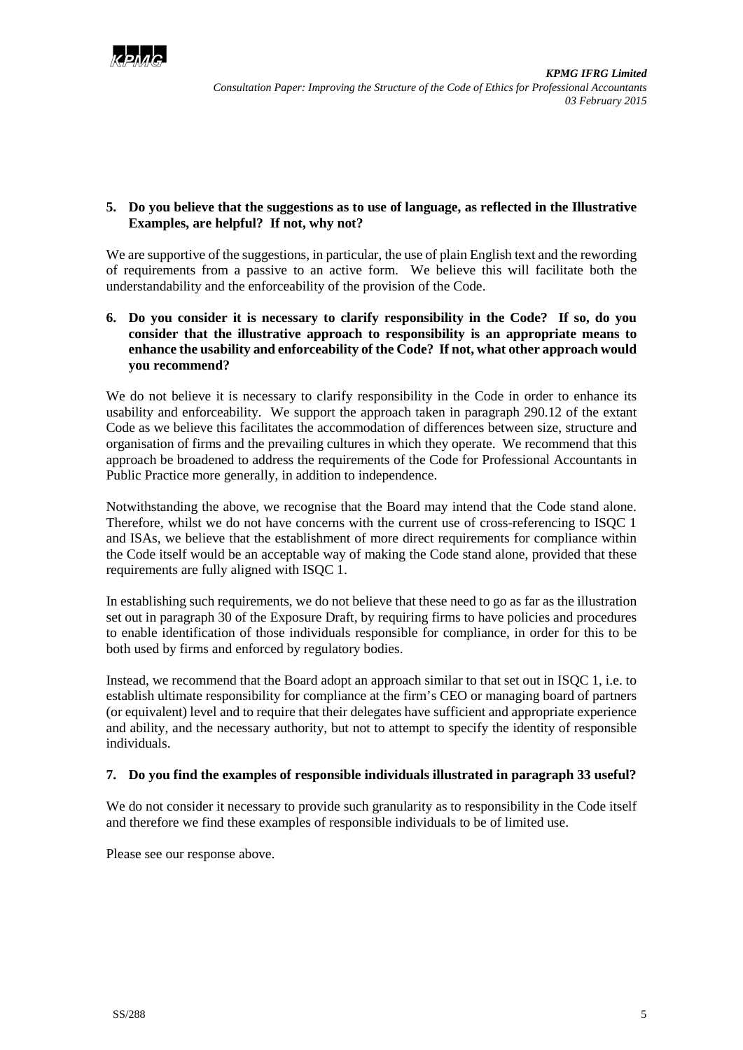**5. Do you believe that the suggestions as to use of language, as reflected in the Illustrative Examples, are helpful? If not, why not?**

We are supportive of the suggestions, in particular, the use of plain English text and the rewording of requirements from a passive to an active form. We believe this will facilitate both the understandability and the enforceability of the provision of the Code.

**6. Do you consider it is necessary to clarify responsibility in the Code? If so, do you consider that the illustrative approach to responsibility is an appropriate means to enhance the usability and enforceability of the Code? If not, what other approach would you recommend?**

We do not believe it is necessary to clarify responsibility in the Code in order to enhance its usability and enforceability. We support the approach taken in paragraph 290.12 of the extant Code as we believe this facilitates the accommodation of differences between size, structure and organisation of firms and the prevailing cultures in which they operate. We recommend that this approach be broadened to address the requirements of the Code for Professional Accountants in Public Practice more generally, in addition to independence.

Notwithstanding the above, we recognise that the Board may intend that the Code stand alone. Therefore, whilst we do not have concerns with the current use of cross-referencing to ISQC 1 and ISAs, we believe that the establishment of more direct requirements for compliance within the Code itself would be an acceptable way of making the Code stand alone, provided that these requirements are fully aligned with ISQC 1.

In establishing such requirements, we do not believe that these need to go as far as the illustration set out in paragraph 30 of the Exposure Draft, by requiring firms to have policies and procedures to enable identification of those individuals responsible for compliance, in order for this to be both used by firms and enforced by regulatory bodies.

Instead, we recommend that the Board adopt an approach similar to that set out in ISQC 1, i.e. to establish ultimate responsibility for compliance at the firm's CEO or managing board of partners (or equivalent) level and to require that their delegates have sufficient and appropriate experience and ability, and the necessary authority, but not to attempt to specify the identity of responsible individuals.

**7. Do you find the examples of responsible individuals illustrated in paragraph 33 useful?**

We do not consider it necessary to provide such granularity as to responsibility in the Code itself and therefore we find these examples of responsible individuals to be of limited use.

Please see our response above.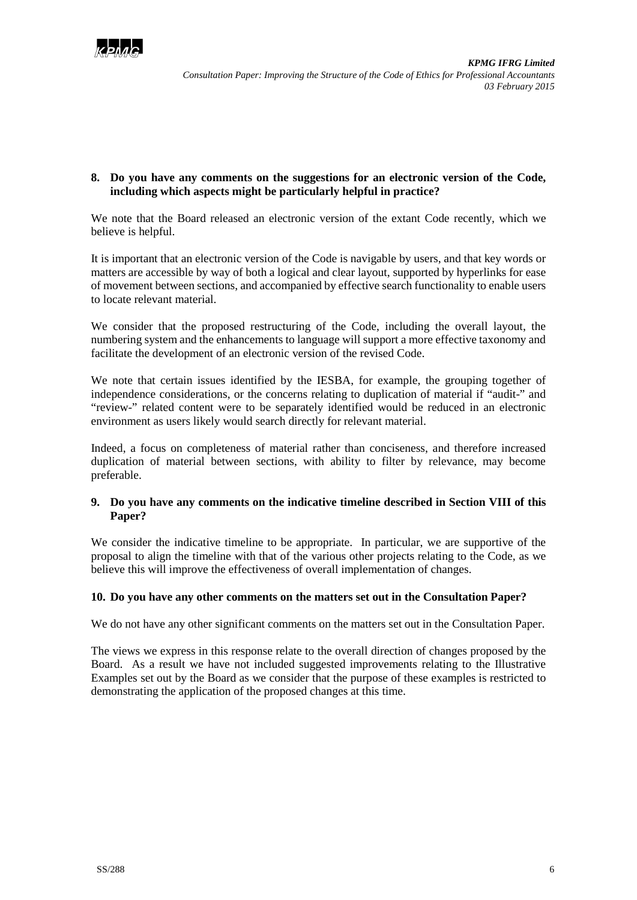**8. Do you have any comments on the suggestions for an electronic version of the Code, including which aspects might be particularly helpful in practice?**

We note that the Board released an electronic version of the extant Code recently, which we believe is helpful.

It is important that an electronic version of the Code is navigable by users, and that key words or matters are accessible by way of both a logical and clear layout, supported by hyperlinks for ease of movement between sections, and accompanied by effective search functionality to enable users to locate relevant material.

We consider that the proposed restructuring of the Code, including the overall layout, the numbering system and the enhancements to language will support a more effective taxonomy and facilitate the development of an electronic version of the revised Code.

We note that certain issues identified by the IESBA, for example, the grouping together of independence considerations, or the concerns relating to duplication of material if "audit-" and "review-" related content were to be separately identified would be reduced in an electronic environment as users likely would search directly for relevant material.

Indeed, a focus on completeness of material rather than conciseness, and therefore increased duplication of material between sections, with ability to filter by relevance, may become preferable.

**9. Do you have any comments on the indicative timeline described in Section VIII of this Paper?**

We consider the indicative timeline to be appropriate. In particular, we are supportive of the proposal to align the timeline with that of the various other projects relating to the Code, as we believe this will improve the effectiveness of overall implementation of changes.

**10. Do you have any other comments on the matters set out in the Consultation Paper?**

We do not have any other significant comments on the matters set out in the Consultation Paper.

The views we express in this response relate to the overall direction of changes proposed by the Board. As a result we have not included suggested improvements relating to the Illustrative Examples set out by the Board as we consider that the purpose of these examples is restricted to demonstrating the application of the proposed changes at this time.

SS/288